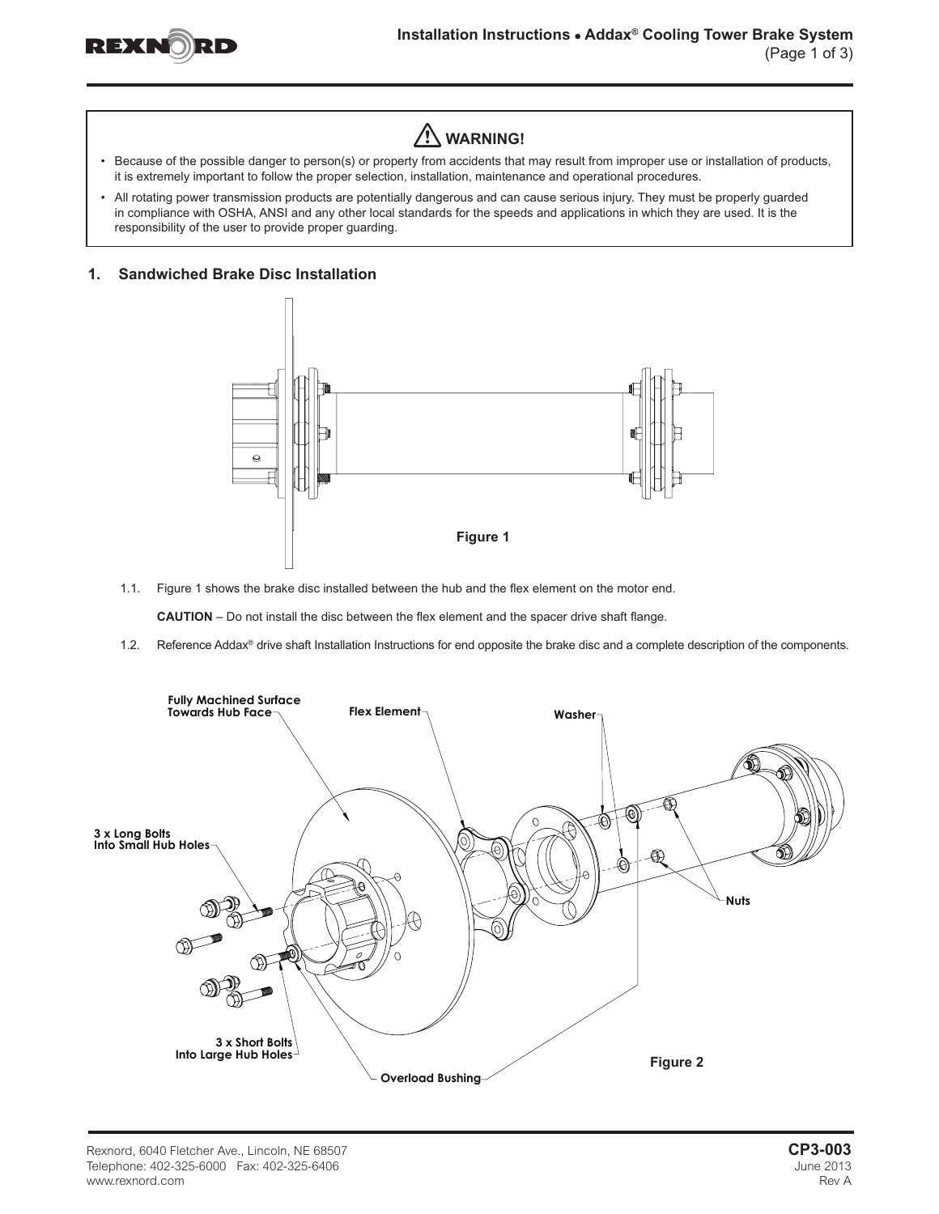## ⚠ WARNING!

- Because of the possible danger to person(s) or property from accidents that may result from improper use or installation of products, it is extremely important to follow the proper selection, installation, maintenance and operational procedures.
- All rotating power transmission products are potentially dangerous and can cause serious injury. They must be properly guarded in compliance with OSHA, ANSI and any other local standards for the speeds and applications in which they are used. It is the responsibility of the user to provide proper guarding.

## 1. Sandwiched Brake Disc Installation

Figure 1

1.1. Figure 1 shows the brake disc installed between the hub and the flex element on the motor end.

**CAUTION** – Do not install the disc between the flex element and the spacer drive shaft flange.

1.2. Reference Addax® drive shaft Installation Instructions for end opposite the brake disc and a complete description of the components.

Fully Machined Surface Towards Hub Face

Flex Element

Washer

3 x Long Bolts Into Small Hub Holes

Nuts

3 x Short Bolts Into Large Hub Holes

Overload Bushing

Figure 2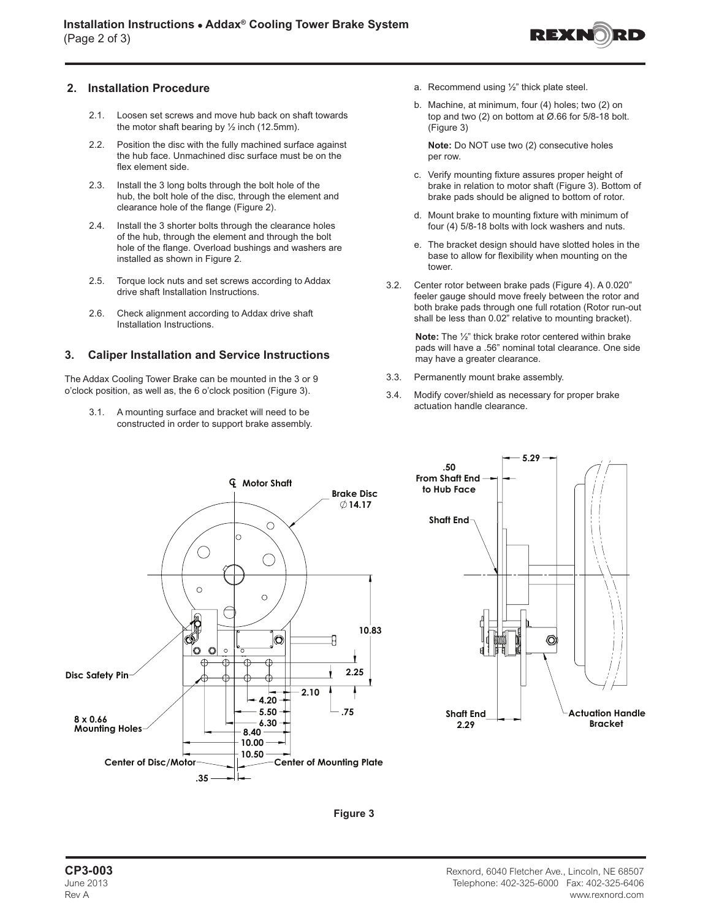## 2. Installation Procedure

2.1. Loosen set screws and move hub back on shaft towards the motor shaft bearing by ½ inch (12.5mm).

2.2. Position the disc with the fully machined surface against the hub face. Unmachined disc surface must be on the flex element side.

2.3. Install the 3 long bolts through the bolt hole of the hub, the bolt hole of the disc, through the element and clearance hole of the flange (Figure 2).

2.4. Install the 3 shorter bolts through the clearance holes of the hub, through the element and through the bolt hole of the flange. Overload bushings and washers are installed as shown in Figure 2.

2.5. Torque lock nuts and set screws according to Addax drive shaft Installation Instructions.

2.6. Check alignment according to Addax drive shaft Installation Instructions.

## 3. Caliper Installation and Service Instructions

The Addax Cooling Tower Brake can be mounted in the 3 or 9 o'clock position, as well as, the 6 o'clock position (Figure 3).

3.1. A mounting surface and bracket will need to be constructed in order to support brake assembly.

a. Recommend using ½" thick plate steel.

b. Machine, at minimum, four (4) holes; two (2) on top and two (2) on bottom at Ø.66 for 5/8-18 bolt. (Figure 3)

**Note:** Do NOT use two (2) consecutive holes per row.

c. Verify mounting fixture assures proper height of brake in relation to motor shaft (Figure 3). Bottom of brake pads should be aligned to bottom of rotor.

d. Mount brake to mounting fixture with minimum of four (4) 5/8-18 bolts with lock washers and nuts.

e. The bracket design should have slotted holes in the base to allow for flexibility when mounting on the tower.

3.2. Center rotor between brake pads (Figure 4). A 0.020" feeler gauge should move freely between the rotor and both brake pads through one full rotation (Rotor run-out shall be less than 0.02" relative to mounting bracket).

**Note:** The ½" thick brake rotor centered within brake pads will have a .56" nominal total clearance. One side may have a greater clearance.

3.3. Permanently mount brake assembly.

3.4. Modify cover/shield as necessary for proper brake actuation handle clearance.

Figure 3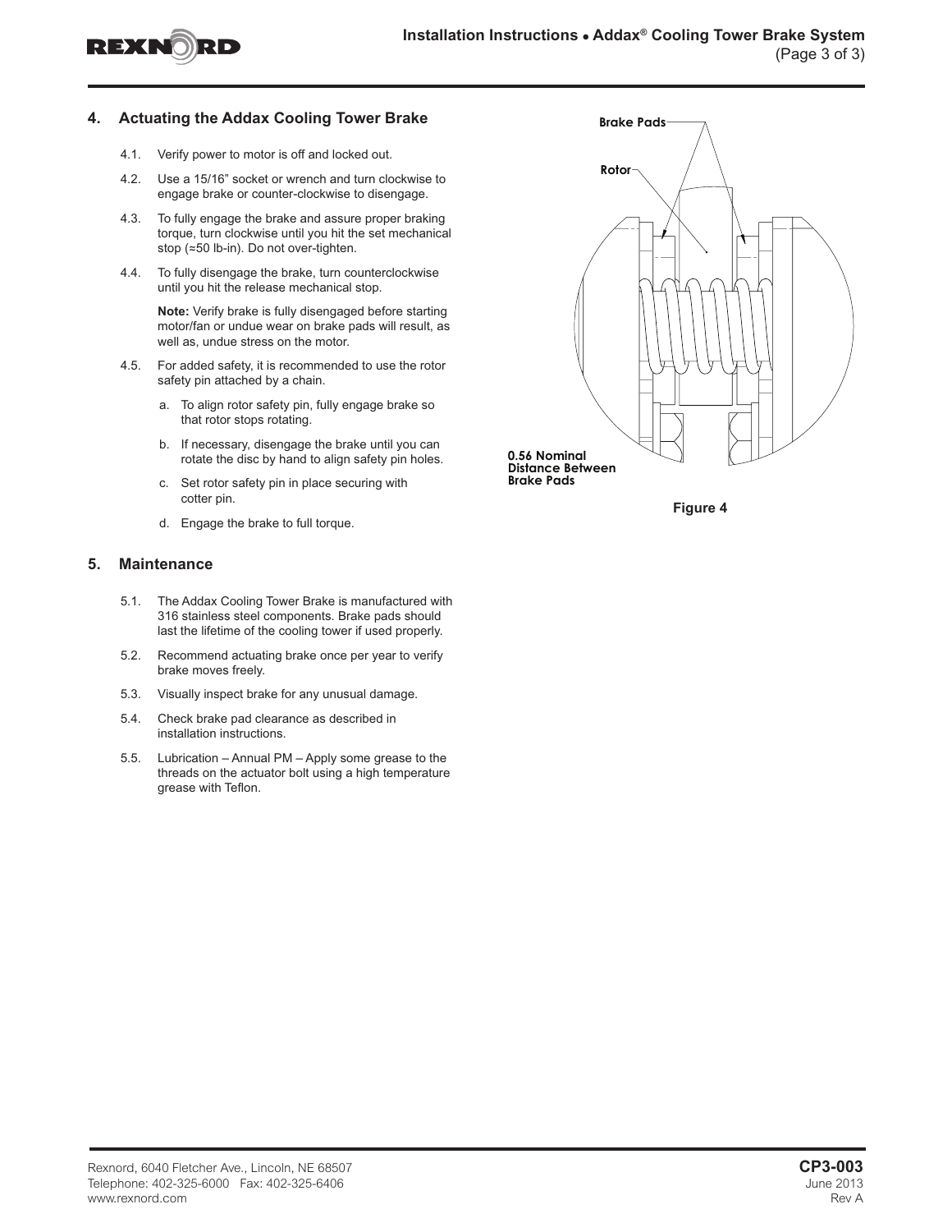## 4. Actuating the Addax Cooling Tower Brake

4.1. Verify power to motor is off and locked out.

4.2. Use a 15/16" socket or wrench and turn clockwise to engage brake or counter-clockwise to disengage.

4.3. To fully engage the brake and assure proper braking torque, turn clockwise until you hit the set mechanical stop (≈50 lb-in). Do not over-tighten.

4.4. To fully disengage the brake, turn counterclockwise until you hit the release mechanical stop.

**Note:** Verify brake is fully disengaged before starting motor/fan or undue wear on brake pads will result, as well as, undue stress on the motor.

4.5. For added safety, it is recommended to use the rotor safety pin attached by a chain.

a. To align rotor safety pin, fully engage brake so that rotor stops rotating.

b. If necessary, disengage the brake until you can rotate the disc by hand to align safety pin holes.

c. Set rotor safety pin in place securing with cotter pin.

d. Engage the brake to full torque.

Brake Pads

Rotor

0.56 Nominal Distance Between Brake Pads

Figure 4

## 5. Maintenance

5.1. The Addax Cooling Tower Brake is manufactured with 316 stainless steel components. Brake pads should last the lifetime of the cooling tower if used properly.

5.2. Recommend actuating brake once per year to verify brake moves freely.

5.3. Visually inspect brake for any unusual damage.

5.4. Check brake pad clearance as described in installation instructions.

5.5. Lubrication – Annual PM – Apply some grease to the threads on the actuator bolt using a high temperature grease with Teflon.

Rexnord, 6040 Fletcher Ave., Lincoln, NE 68507
Telephone: 402-325-6000 Fax: 402-325-6406
www.rexnord.com

**CP3-003**
June 2013
Rev A